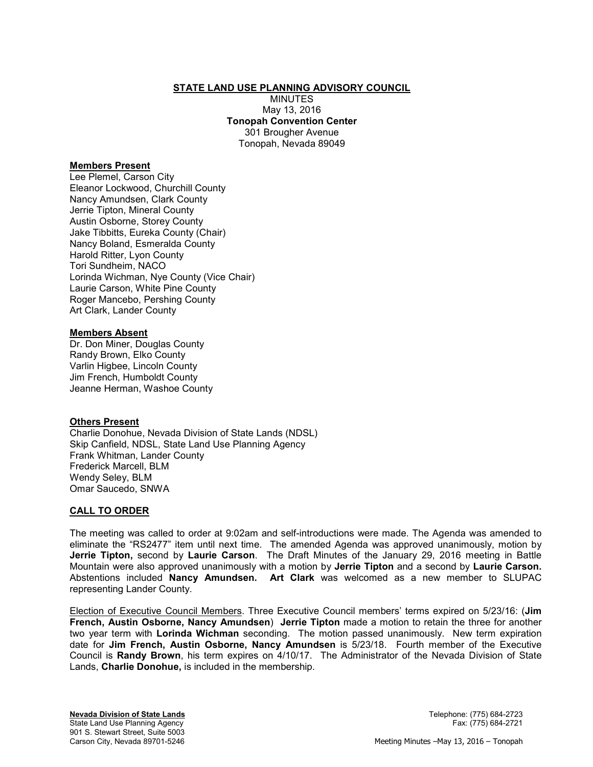# STATE LAND USE PLANNING ADVISORY COUNCIL

MINUTES
May 13, 2016
**Tonopah Convention Center**
301 Brougher Avenue
Tonopah, Nevada 89049

**Members Present**

Lee Plemel, Carson City
Eleanor Lockwood, Churchill County
Nancy Amundsen, Clark County
Jerrie Tipton, Mineral County
Austin Osborne, Storey County
Jake Tibbitts, Eureka County (Chair)
Nancy Boland, Esmeralda County
Harold Ritter, Lyon County
Tori Sundheim, NACO
Lorinda Wichman, Nye County (Vice Chair)
Laurie Carson, White Pine County
Roger Mancebo, Pershing County
Art Clark, Lander County

**Members Absent**

Dr. Don Miner, Douglas County
Randy Brown, Elko County
Varlin Higbee, Lincoln County
Jim French, Humboldt County
Jeanne Herman, Washoe County

**Others Present**

Charlie Donohue, Nevada Division of State Lands (NDSL)
Skip Canfield, NDSL, State Land Use Planning Agency
Frank Whitman, Lander County
Frederick Marcell, BLM
Wendy Seley, BLM
Omar Saucedo, SNWA

## CALL TO ORDER

The meeting was called to order at 9:02am and self-introductions were made. The Agenda was amended to eliminate the "RS2477" item until next time. The amended Agenda was approved unanimously, motion by **Jerrie Tipton,** second by **Laurie Carson**. The Draft Minutes of the January 29, 2016 meeting in Battle Mountain were also approved unanimously with a motion by **Jerrie Tipton** and a second by **Laurie Carson.** Abstentions included **Nancy Amundsen. Art Clark** was welcomed as a new member to SLUPAC representing Lander County.

Election of Executive Council Members. Three Executive Council members' terms expired on 5/23/16: (**Jim French, Austin Osborne, Nancy Amundsen**) **Jerrie Tipton** made a motion to retain the three for another two year term with **Lorinda Wichman** seconding. The motion passed unanimously. New term expiration date for **Jim French, Austin Osborne, Nancy Amundsen** is 5/23/18. Fourth member of the Executive Council is **Randy Brown**, his term expires on 4/10/17. The Administrator of the Nevada Division of State Lands, **Charlie Donohue,** is included in the membership.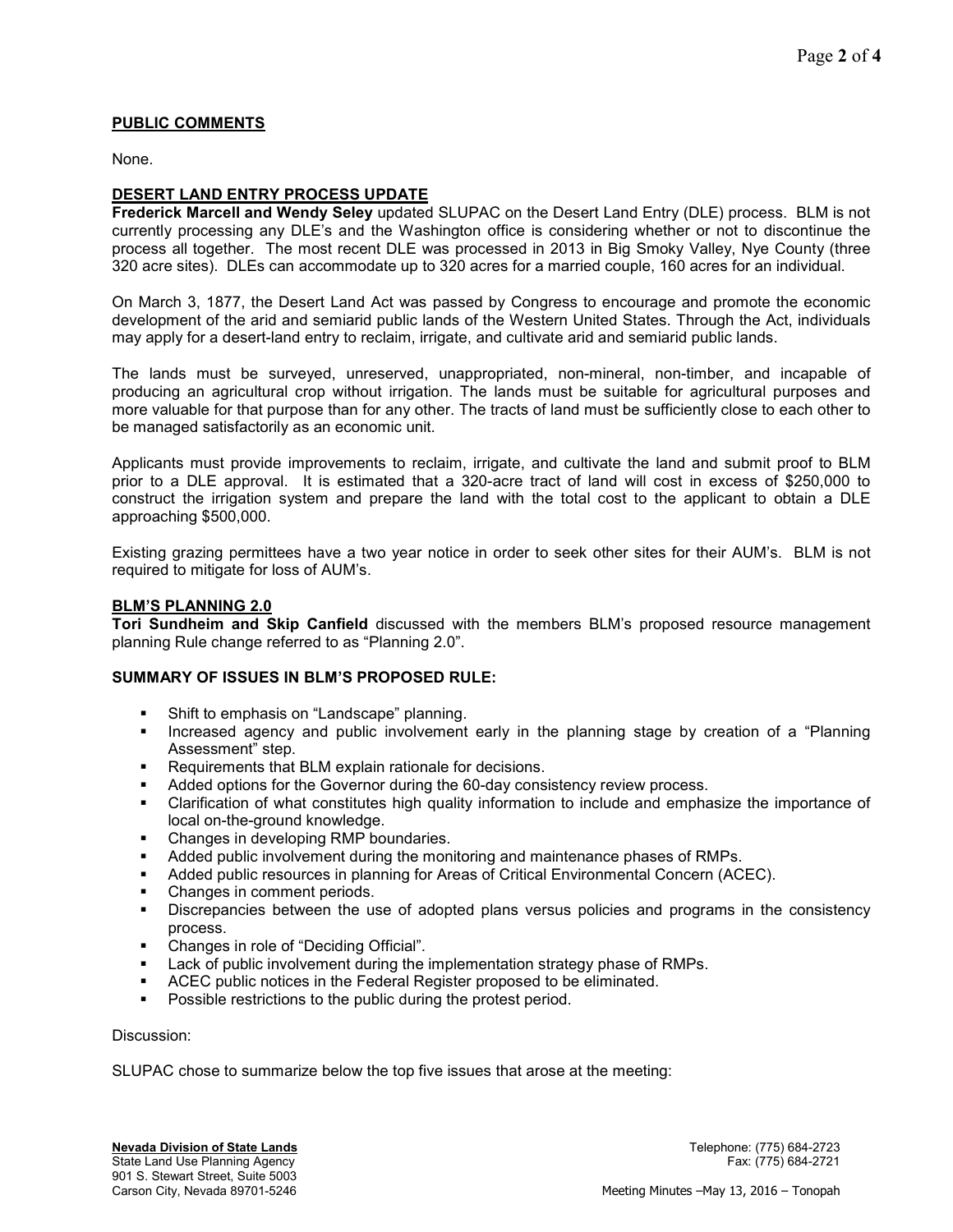**PUBLIC COMMENTS**

None.

**DESERT LAND ENTRY PROCESS UPDATE**

**Frederick Marcell and Wendy Seley** updated SLUPAC on the Desert Land Entry (DLE) process. BLM is not currently processing any DLE's and the Washington office is considering whether or not to discontinue the process all together. The most recent DLE was processed in 2013 in Big Smoky Valley, Nye County (three 320 acre sites). DLEs can accommodate up to 320 acres for a married couple, 160 acres for an individual.

On March 3, 1877, the Desert Land Act was passed by Congress to encourage and promote the economic development of the arid and semiarid public lands of the Western United States. Through the Act, individuals may apply for a desert-land entry to reclaim, irrigate, and cultivate arid and semiarid public lands.

The lands must be surveyed, unreserved, unappropriated, non-mineral, non-timber, and incapable of producing an agricultural crop without irrigation. The lands must be suitable for agricultural purposes and more valuable for that purpose than for any other. The tracts of land must be sufficiently close to each other to be managed satisfactorily as an economic unit.

Applicants must provide improvements to reclaim, irrigate, and cultivate the land and submit proof to BLM prior to a DLE approval. It is estimated that a 320-acre tract of land will cost in excess of $250,000 to construct the irrigation system and prepare the land with the total cost to the applicant to obtain a DLE approaching $500,000.

Existing grazing permittees have a two year notice in order to seek other sites for their AUM's. BLM is not required to mitigate for loss of AUM's.

**BLM'S PLANNING 2.0**

**Tori Sundheim and Skip Canfield** discussed with the members BLM's proposed resource management planning Rule change referred to as "Planning 2.0".

**SUMMARY OF ISSUES IN BLM'S PROPOSED RULE:**

- Shift to emphasis on "Landscape" planning.
- Increased agency and public involvement early in the planning stage by creation of a "Planning Assessment" step.
- Requirements that BLM explain rationale for decisions.
- Added options for the Governor during the 60-day consistency review process.
- Clarification of what constitutes high quality information to include and emphasize the importance of local on-the-ground knowledge.
- Changes in developing RMP boundaries.
- Added public involvement during the monitoring and maintenance phases of RMPs.
- Added public resources in planning for Areas of Critical Environmental Concern (ACEC).
- Changes in comment periods.
- Discrepancies between the use of adopted plans versus policies and programs in the consistency process.
- Changes in role of "Deciding Official".
- Lack of public involvement during the implementation strategy phase of RMPs.
- ACEC public notices in the Federal Register proposed to be eliminated.
- Possible restrictions to the public during the protest period.

Discussion:

SLUPAC chose to summarize below the top five issues that arose at the meeting: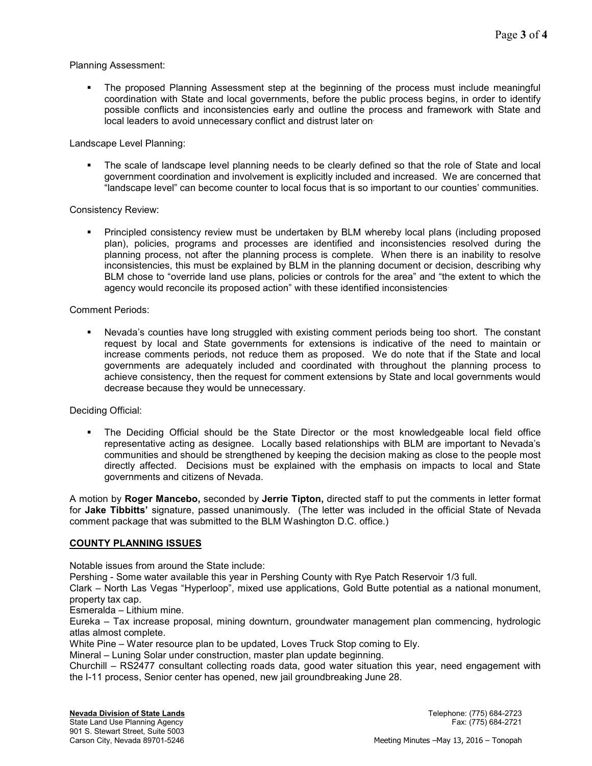Planning Assessment:

- The proposed Planning Assessment step at the beginning of the process must include meaningful coordination with State and local governments, before the public process begins, in order to identify possible conflicts and inconsistencies early and outline the process and framework with State and local leaders to avoid unnecessary conflict and distrust later on.

Landscape Level Planning:

- The scale of landscape level planning needs to be clearly defined so that the role of State and local government coordination and involvement is explicitly included and increased. We are concerned that "landscape level" can become counter to local focus that is so important to our counties' communities.

Consistency Review:

- Principled consistency review must be undertaken by BLM whereby local plans (including proposed plan), policies, programs and processes are identified and inconsistencies resolved during the planning process, not after the planning process is complete. When there is an inability to resolve inconsistencies, this must be explained by BLM in the planning document or decision, describing why BLM chose to "override land use plans, policies or controls for the area" and "the extent to which the agency would reconcile its proposed action" with these identified inconsistencies.

Comment Periods:

- Nevada's counties have long struggled with existing comment periods being too short. The constant request by local and State governments for extensions is indicative of the need to maintain or increase comments periods, not reduce them as proposed. We do note that if the State and local governments are adequately included and coordinated with throughout the planning process to achieve consistency, then the request for comment extensions by State and local governments would decrease because they would be unnecessary.

Deciding Official:

- The Deciding Official should be the State Director or the most knowledgeable local field office representative acting as designee. Locally based relationships with BLM are important to Nevada's communities and should be strengthened by keeping the decision making as close to the people most directly affected. Decisions must be explained with the emphasis on impacts to local and State governments and citizens of Nevada.

A motion by **Roger Mancebo,** seconded by **Jerrie Tipton,** directed staff to put the comments in letter format for **Jake Tibbitts'** signature, passed unanimously. (The letter was included in the official State of Nevada comment package that was submitted to the BLM Washington D.C. office.)

## COUNTY PLANNING ISSUES

Notable issues from around the State include:

Pershing - Some water available this year in Pershing County with Rye Patch Reservoir 1/3 full.

Clark – North Las Vegas "Hyperloop", mixed use applications, Gold Butte potential as a national monument, property tax cap.

Esmeralda – Lithium mine.

Eureka – Tax increase proposal, mining downturn, groundwater management plan commencing, hydrologic atlas almost complete.

White Pine – Water resource plan to be updated, Loves Truck Stop coming to Ely.

Mineral – Luning Solar under construction, master plan update beginning.

Churchill – RS2477 consultant collecting roads data, good water situation this year, need engagement with the I-11 process, Senior center has opened, new jail groundbreaking June 28.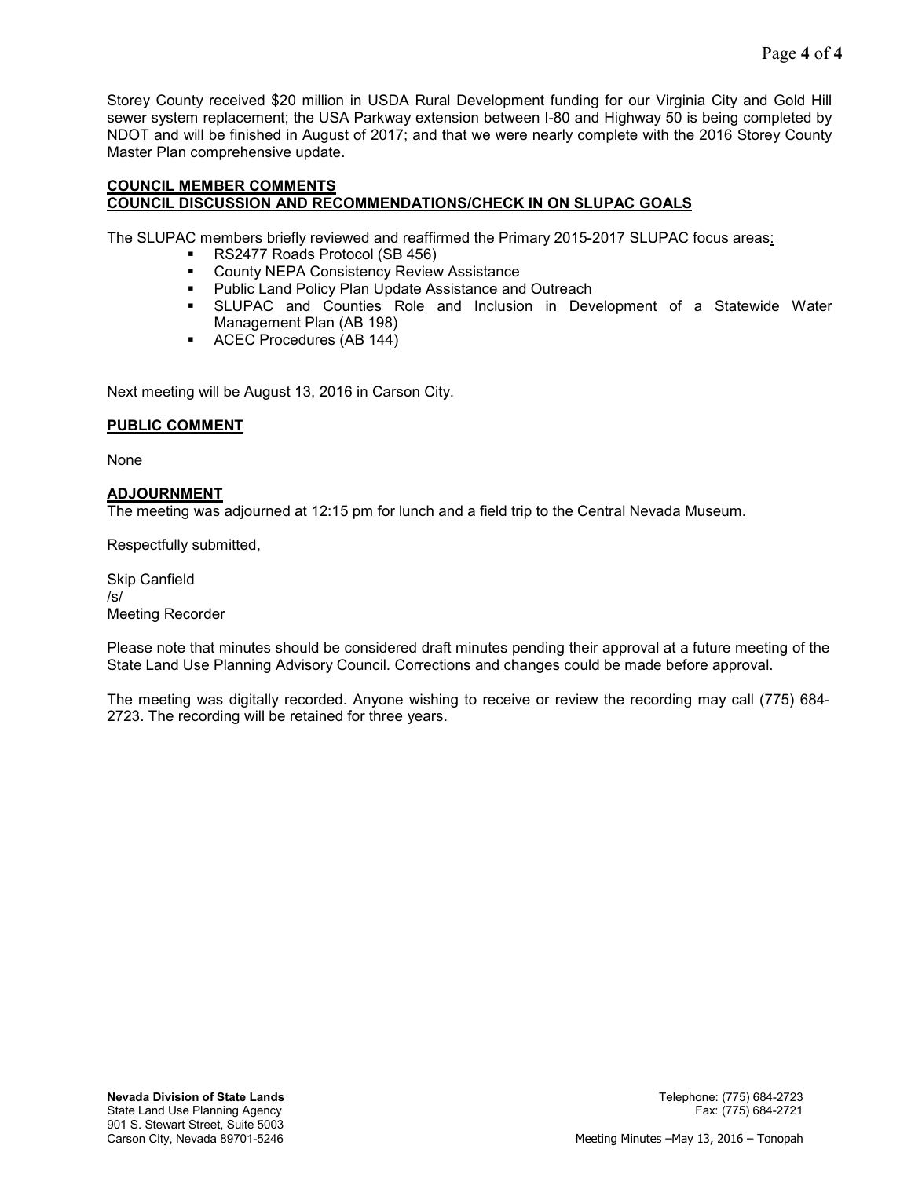Storey County received $20 million in USDA Rural Development funding for our Virginia City and Gold Hill sewer system replacement; the USA Parkway extension between I-80 and Highway 50 is being completed by NDOT and will be finished in August of 2017; and that we were nearly complete with the 2016 Storey County Master Plan comprehensive update.

**COUNCIL MEMBER COMMENTS**
**COUNCIL DISCUSSION AND RECOMMENDATIONS/CHECK IN ON SLUPAC GOALS**

The SLUPAC members briefly reviewed and reaffirmed the Primary 2015-2017 SLUPAC focus areas:

- RS2477 Roads Protocol (SB 456)
- County NEPA Consistency Review Assistance
- Public Land Policy Plan Update Assistance and Outreach
- SLUPAC and Counties Role and Inclusion in Development of a Statewide Water Management Plan (AB 198)
- ACEC Procedures (AB 144)

Next meeting will be August 13, 2016 in Carson City.

**PUBLIC COMMENT**

None

**ADJOURNMENT**

The meeting was adjourned at 12:15 pm for lunch and a field trip to the Central Nevada Museum.

Respectfully submitted,

Skip Canfield
/s/
Meeting Recorder

Please note that minutes should be considered draft minutes pending their approval at a future meeting of the State Land Use Planning Advisory Council. Corrections and changes could be made before approval.

The meeting was digitally recorded. Anyone wishing to receive or review the recording may call (775) 684-2723. The recording will be retained for three years.